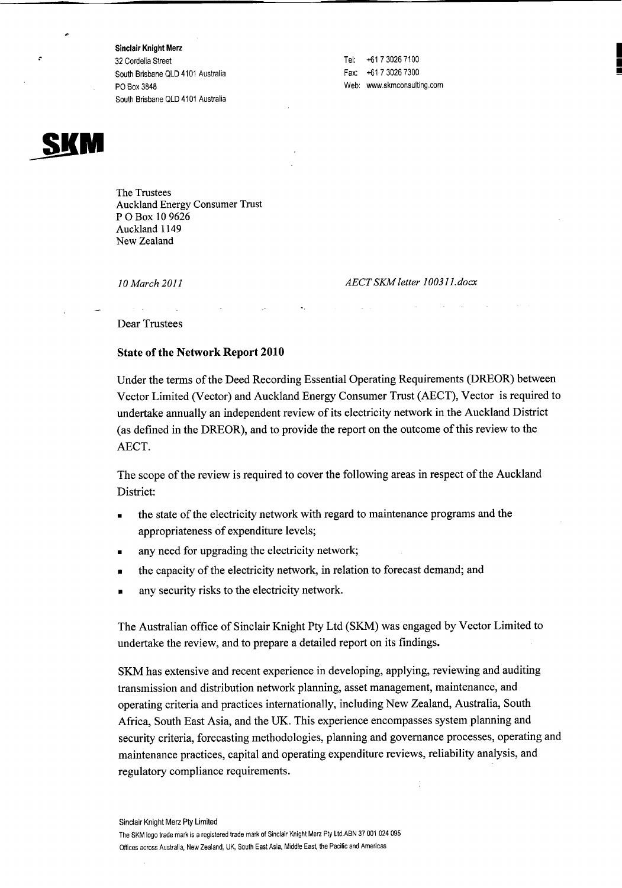**Sinclair Knight Merz**
32 Cordelia Street
South Brisbane QLD 4101 Australia
PO Box 3848
South Brisbane QLD 4101 Australia

Tel: +61 7 3026 7100
Fax: +61 7 3026 7300
Web: www.skmconsulting.com

**SKM**

The Trustees
Auckland Energy Consumer Trust
P O Box 10 9626
Auckland 1149
New Zealand

*10 March 2011*

*AECT SKM letter 100311.docx*

Dear Trustees

**State of the Network Report 2010**

Under the terms of the Deed Recording Essential Operating Requirements (DREOR) between Vector Limited (Vector) and Auckland Energy Consumer Trust (AECT), Vector is required to undertake annually an independent review of its electricity network in the Auckland District (as defined in the DREOR), and to provide the report on the outcome of this review to the AECT.

The scope of the review is required to cover the following areas in respect of the Auckland District:

- the state of the electricity network with regard to maintenance programs and the appropriateness of expenditure levels;
- any need for upgrading the electricity network;
- the capacity of the electricity network, in relation to forecast demand; and
- any security risks to the electricity network.

The Australian office of Sinclair Knight Pty Ltd (SKM) was engaged by Vector Limited to undertake the review, and to prepare a detailed report on its findings.

SKM has extensive and recent experience in developing, applying, reviewing and auditing transmission and distribution network planning, asset management, maintenance, and operating criteria and practices internationally, including New Zealand, Australia, South Africa, South East Asia, and the UK. This experience encompasses system planning and security criteria, forecasting methodologies, planning and governance processes, operating and maintenance practices, capital and operating expenditure reviews, reliability analysis, and regulatory compliance requirements.

Sinclair Knight Merz Pty Limited
The SKM logo trade mark is a registered trade mark of Sinclair Knight Merz Pty Ltd.ABN 37 001 024 095
Offices across Australia, New Zealand, UK, South East Asia, Middle East, the Pacific and Americas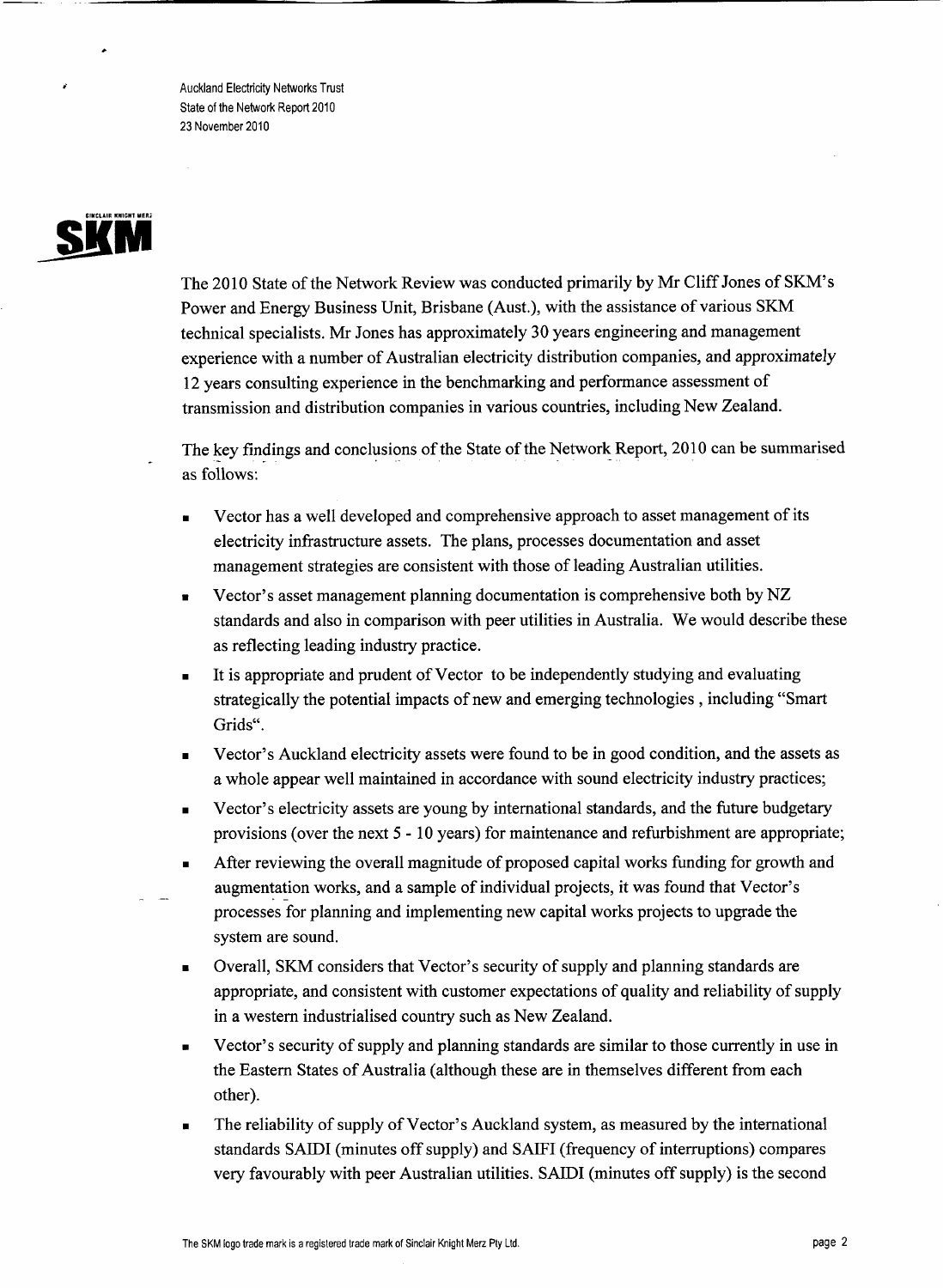The 2010 State of the Network Review was conducted primarily by Mr Cliff Jones of SKM's Power and Energy Business Unit, Brisbane (Aust.), with the assistance of various SKM technical specialists. Mr Jones has approximately 30 years engineering and management experience with a number of Australian electricity distribution companies, and approximately 12 years consulting experience in the benchmarking and performance assessment of transmission and distribution companies in various countries, including New Zealand.

The key findings and conclusions of the State of the Network Report, 2010 can be summarised as follows:

- Vector has a well developed and comprehensive approach to asset management of its electricity infrastructure assets. The plans, processes documentation and asset management strategies are consistent with those of leading Australian utilities.
- Vector's asset management planning documentation is comprehensive both by NZ standards and also in comparison with peer utilities in Australia. We would describe these as reflecting leading industry practice.
- It is appropriate and prudent of Vector to be independently studying and evaluating strategically the potential impacts of new and emerging technologies , including "Smart Grids".
- Vector's Auckland electricity assets were found to be in good condition, and the assets as a whole appear well maintained in accordance with sound electricity industry practices;
- Vector's electricity assets are young by international standards, and the future budgetary provisions (over the next 5 - 10 years) for maintenance and refurbishment are appropriate;
- After reviewing the overall magnitude of proposed capital works funding for growth and augmentation works, and a sample of individual projects, it was found that Vector's processes for planning and implementing new capital works projects to upgrade the system are sound.
- Overall, SKM considers that Vector's security of supply and planning standards are appropriate, and consistent with customer expectations of quality and reliability of supply in a western industrialised country such as New Zealand.
- Vector's security of supply and planning standards are similar to those currently in use in the Eastern States of Australia (although these are in themselves different from each other).
- The reliability of supply of Vector's Auckland system, as measured by the international standards SAIDI (minutes off supply) and SAIFI (frequency of interruptions) compares very favourably with peer Australian utilities. SAIDI (minutes off supply) is the second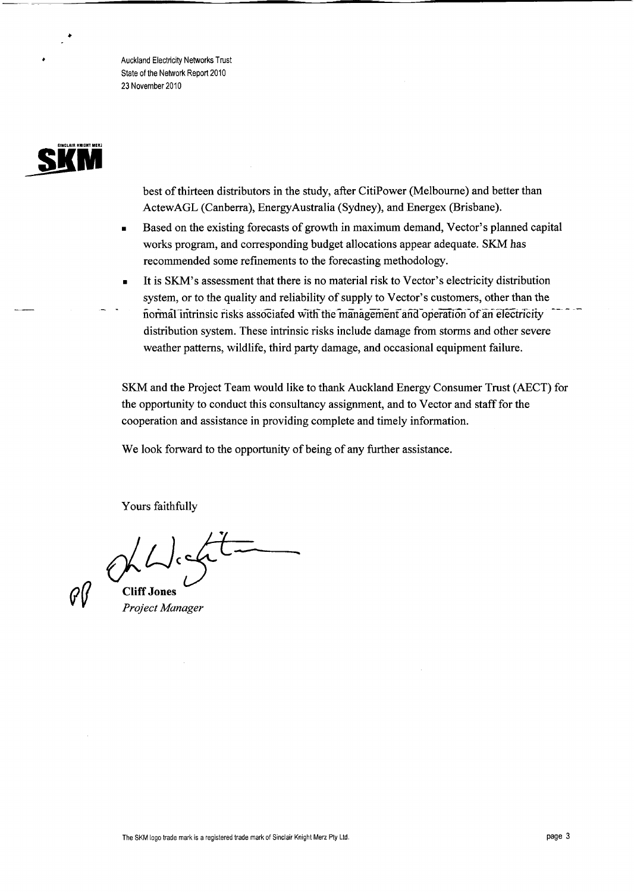best of thirteen distributors in the study, after CitiPower (Melbourne) and better than ActewAGL (Canberra), EnergyAustralia (Sydney), and Energex (Brisbane).

- Based on the existing forecasts of growth in maximum demand, Vector's planned capital works program, and corresponding budget allocations appear adequate. SKM has recommended some refinements to the forecasting methodology.
- It is SKM's assessment that there is no material risk to Vector's electricity distribution system, or to the quality and reliability of supply to Vector's customers, other than the normal intrinsic risks associated with the management and operation of an electricity distribution system. These intrinsic risks include damage from storms and other severe weather patterns, wildlife, third party damage, and occasional equipment failure.

SKM and the Project Team would like to thank Auckland Energy Consumer Trust (AECT) for the opportunity to conduct this consultancy assignment, and to Vector and staff for the cooperation and assistance in providing complete and timely information.

We look forward to the opportunity of being of any further assistance.

Yours faithfully

**Cliff Jones**
*Project Manager*